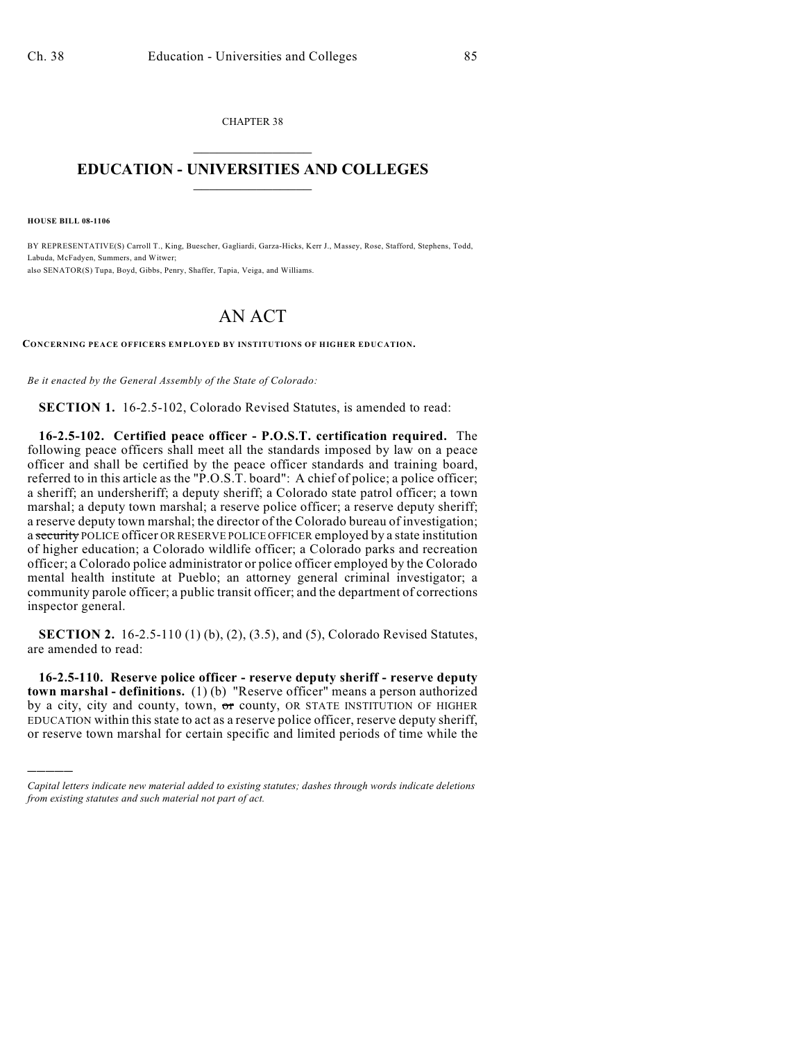CHAPTER 38

# EDUCATION - UNIVERSITIES AND COLLEGES

**HOUSE BILL 08-1106**

BY REPRESENTATIVE(S) Carroll T., King, Buescher, Gagliardi, Garza-Hicks, Kerr J., Massey, Rose, Stafford, Stephens, Todd, Labuda, McFadyen, Summers, and Witwer;
also SENATOR(S) Tupa, Boyd, Gibbs, Penry, Shaffer, Tapia, Veiga, and Williams.

# AN ACT

**CONCERNING PEACE OFFICERS EMPLOYED BY INSTITUTIONS OF HIGHER EDUCATION.**

*Be it enacted by the General Assembly of the State of Colorado:*

**SECTION 1.** 16-2.5-102, Colorado Revised Statutes, is amended to read:

**16-2.5-102. Certified peace officer - P.O.S.T. certification required.** The following peace officers shall meet all the standards imposed by law on a peace officer and shall be certified by the peace officer standards and training board, referred to in this article as the "P.O.S.T. board": A chief of police; a police officer; a sheriff; an undersheriff; a deputy sheriff; a Colorado state patrol officer; a town marshal; a deputy town marshal; a reserve police officer; a reserve deputy sheriff; a reserve deputy town marshal; the director of the Colorado bureau of investigation; a ~~security~~ POLICE officer OR RESERVE POLICE OFFICER employed by a state institution of higher education; a Colorado wildlife officer; a Colorado parks and recreation officer; a Colorado police administrator or police officer employed by the Colorado mental health institute at Pueblo; an attorney general criminal investigator; a community parole officer; a public transit officer; and the department of corrections inspector general.

**SECTION 2.** 16-2.5-110 (1) (b), (2), (3.5), and (5), Colorado Revised Statutes, are amended to read:

**16-2.5-110. Reserve police officer - reserve deputy sheriff - reserve deputy town marshal - definitions.** (1) (b) "Reserve officer" means a person authorized by a city, city and county, town, ~~or~~ county, OR STATE INSTITUTION OF HIGHER EDUCATION within this state to act as a reserve police officer, reserve deputy sheriff, or reserve town marshal for certain specific and limited periods of time while the

*Capital letters indicate new material added to existing statutes; dashes through words indicate deletions from existing statutes and such material not part of act.*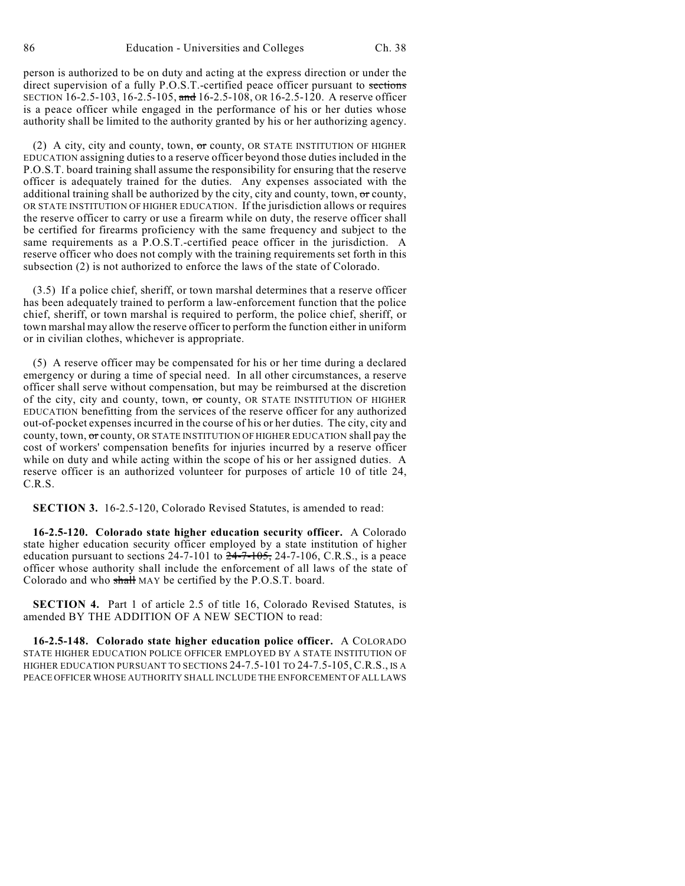person is authorized to be on duty and acting at the express direction or under the direct supervision of a fully P.O.S.T.-certified peace officer pursuant to ~~sections~~ SECTION 16-2.5-103, 16-2.5-105, ~~and~~ 16-2.5-108, OR 16-2.5-120. A reserve officer is a peace officer while engaged in the performance of his or her duties whose authority shall be limited to the authority granted by his or her authorizing agency.

(2) A city, city and county, town, ~~or~~ county, OR STATE INSTITUTION OF HIGHER EDUCATION assigning duties to a reserve officer beyond those duties included in the P.O.S.T. board training shall assume the responsibility for ensuring that the reserve officer is adequately trained for the duties. Any expenses associated with the additional training shall be authorized by the city, city and county, town, ~~or~~ county, OR STATE INSTITUTION OF HIGHER EDUCATION. If the jurisdiction allows or requires the reserve officer to carry or use a firearm while on duty, the reserve officer shall be certified for firearms proficiency with the same frequency and subject to the same requirements as a P.O.S.T.-certified peace officer in the jurisdiction. A reserve officer who does not comply with the training requirements set forth in this subsection (2) is not authorized to enforce the laws of the state of Colorado.

(3.5) If a police chief, sheriff, or town marshal determines that a reserve officer has been adequately trained to perform a law-enforcement function that the police chief, sheriff, or town marshal is required to perform, the police chief, sheriff, or town marshal may allow the reserve officer to perform the function either in uniform or in civilian clothes, whichever is appropriate.

(5) A reserve officer may be compensated for his or her time during a declared emergency or during a time of special need. In all other circumstances, a reserve officer shall serve without compensation, but may be reimbursed at the discretion of the city, city and county, town, ~~or~~ county, OR STATE INSTITUTION OF HIGHER EDUCATION benefitting from the services of the reserve officer for any authorized out-of-pocket expenses incurred in the course of his or her duties. The city, city and county, town, ~~or~~ county, OR STATE INSTITUTION OF HIGHER EDUCATION shall pay the cost of workers' compensation benefits for injuries incurred by a reserve officer while on duty and while acting within the scope of his or her assigned duties. A reserve officer is an authorized volunteer for purposes of article 10 of title 24, C.R.S.

**SECTION 3.** 16-2.5-120, Colorado Revised Statutes, is amended to read:

**16-2.5-120. Colorado state higher education security officer.** A Colorado state higher education security officer employed by a state institution of higher education pursuant to sections 24-7-101 to ~~24-7-105,~~ 24-7-106, C.R.S., is a peace officer whose authority shall include the enforcement of all laws of the state of Colorado and who ~~shall~~ MAY be certified by the P.O.S.T. board.

**SECTION 4.** Part 1 of article 2.5 of title 16, Colorado Revised Statutes, is amended BY THE ADDITION OF A NEW SECTION to read:

**16-2.5-148. Colorado state higher education police officer.** A COLORADO STATE HIGHER EDUCATION POLICE OFFICER EMPLOYED BY A STATE INSTITUTION OF HIGHER EDUCATION PURSUANT TO SECTIONS 24-7.5-101 TO 24-7.5-105, C.R.S., IS A PEACE OFFICER WHOSE AUTHORITY SHALL INCLUDE THE ENFORCEMENT OF ALL LAWS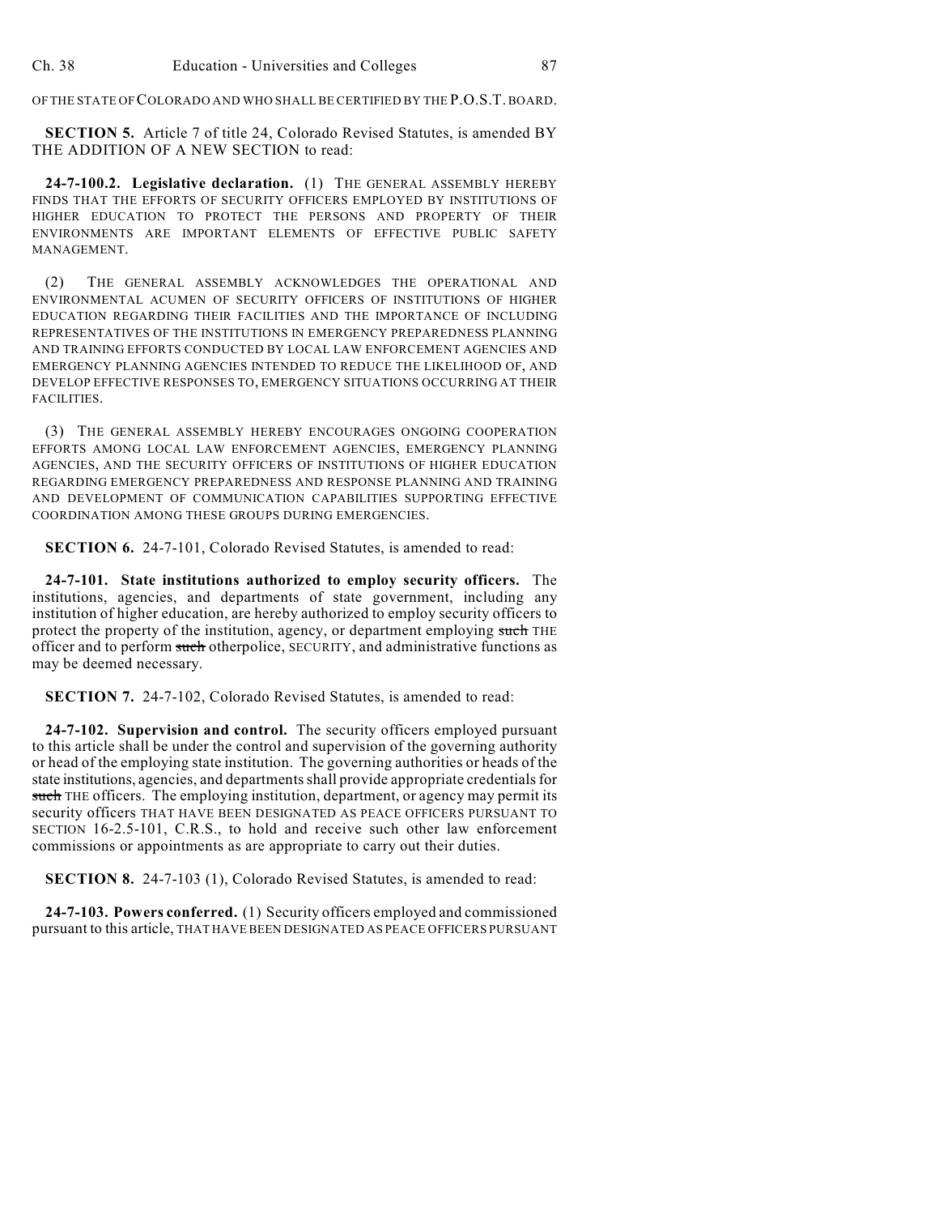OF THE STATE OF COLORADO AND WHO SHALL BE CERTIFIED BY THE P.O.S.T. BOARD.

**SECTION 5.** Article 7 of title 24, Colorado Revised Statutes, is amended BY THE ADDITION OF A NEW SECTION to read:

**24-7-100.2. Legislative declaration.** (1) THE GENERAL ASSEMBLY HEREBY FINDS THAT THE EFFORTS OF SECURITY OFFICERS EMPLOYED BY INSTITUTIONS OF HIGHER EDUCATION TO PROTECT THE PERSONS AND PROPERTY OF THEIR ENVIRONMENTS ARE IMPORTANT ELEMENTS OF EFFECTIVE PUBLIC SAFETY MANAGEMENT.

(2) THE GENERAL ASSEMBLY ACKNOWLEDGES THE OPERATIONAL AND ENVIRONMENTAL ACUMEN OF SECURITY OFFICERS OF INSTITUTIONS OF HIGHER EDUCATION REGARDING THEIR FACILITIES AND THE IMPORTANCE OF INCLUDING REPRESENTATIVES OF THE INSTITUTIONS IN EMERGENCY PREPAREDNESS PLANNING AND TRAINING EFFORTS CONDUCTED BY LOCAL LAW ENFORCEMENT AGENCIES AND EMERGENCY PLANNING AGENCIES INTENDED TO REDUCE THE LIKELIHOOD OF, AND DEVELOP EFFECTIVE RESPONSES TO, EMERGENCY SITUATIONS OCCURRING AT THEIR FACILITIES.

(3) THE GENERAL ASSEMBLY HEREBY ENCOURAGES ONGOING COOPERATION EFFORTS AMONG LOCAL LAW ENFORCEMENT AGENCIES, EMERGENCY PLANNING AGENCIES, AND THE SECURITY OFFICERS OF INSTITUTIONS OF HIGHER EDUCATION REGARDING EMERGENCY PREPAREDNESS AND RESPONSE PLANNING AND TRAINING AND DEVELOPMENT OF COMMUNICATION CAPABILITIES SUPPORTING EFFECTIVE COORDINATION AMONG THESE GROUPS DURING EMERGENCIES.

**SECTION 6.** 24-7-101, Colorado Revised Statutes, is amended to read:

**24-7-101. State institutions authorized to employ security officers.** The institutions, agencies, and departments of state government, including any institution of higher education, are hereby authorized to employ security officers to protect the property of the institution, agency, or department employing ~~such~~ THE officer and to perform ~~such~~ otherpolice, SECURITY, and administrative functions as may be deemed necessary.

**SECTION 7.** 24-7-102, Colorado Revised Statutes, is amended to read:

**24-7-102. Supervision and control.** The security officers employed pursuant to this article shall be under the control and supervision of the governing authority or head of the employing state institution. The governing authorities or heads of the state institutions, agencies, and departments shall provide appropriate credentials for ~~such~~ THE officers. The employing institution, department, or agency may permit its security officers THAT HAVE BEEN DESIGNATED AS PEACE OFFICERS PURSUANT TO SECTION 16-2.5-101, C.R.S., to hold and receive such other law enforcement commissions or appointments as are appropriate to carry out their duties.

**SECTION 8.** 24-7-103 (1), Colorado Revised Statutes, is amended to read:

**24-7-103. Powers conferred.** (1) Security officers employed and commissioned pursuant to this article, THAT HAVE BEEN DESIGNATED AS PEACE OFFICERS PURSUANT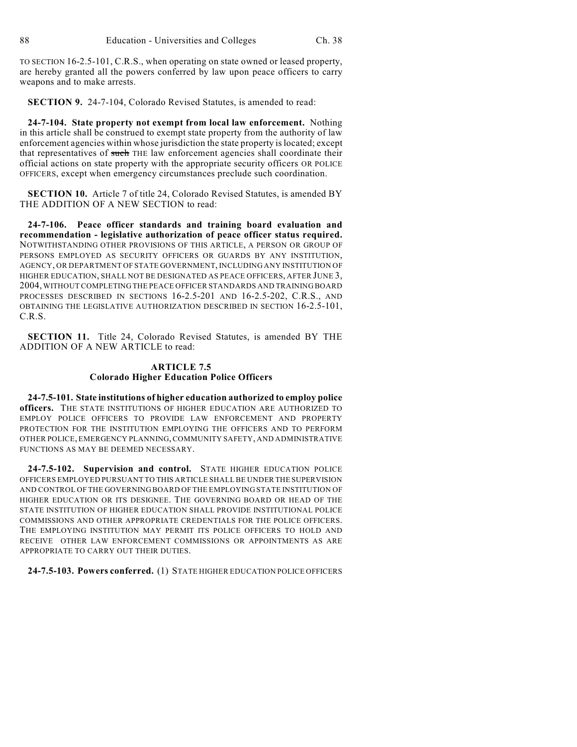TO SECTION 16-2.5-101, C.R.S., when operating on state owned or leased property, are hereby granted all the powers conferred by law upon peace officers to carry weapons and to make arrests.

**SECTION 9.** 24-7-104, Colorado Revised Statutes, is amended to read:

**24-7-104. State property not exempt from local law enforcement.** Nothing in this article shall be construed to exempt state property from the authority of law enforcement agencies within whose jurisdiction the state property is located; except that representatives of ~~such~~ THE law enforcement agencies shall coordinate their official actions on state property with the appropriate security officers OR POLICE OFFICERS, except when emergency circumstances preclude such coordination.

**SECTION 10.** Article 7 of title 24, Colorado Revised Statutes, is amended BY THE ADDITION OF A NEW SECTION to read:

**24-7-106. Peace officer standards and training board evaluation and recommendation - legislative authorization of peace officer status required.** NOTWITHSTANDING OTHER PROVISIONS OF THIS ARTICLE, A PERSON OR GROUP OF PERSONS EMPLOYED AS SECURITY OFFICERS OR GUARDS BY ANY INSTITUTION, AGENCY, OR DEPARTMENT OF STATE GOVERNMENT, INCLUDING ANY INSTITUTION OF HIGHER EDUCATION, SHALL NOT BE DESIGNATED AS PEACE OFFICERS, AFTER JUNE 3, 2004, WITHOUT COMPLETING THE PEACE OFFICER STANDARDS AND TRAINING BOARD PROCESSES DESCRIBED IN SECTIONS 16-2.5-201 AND 16-2.5-202, C.R.S., AND OBTAINING THE LEGISLATIVE AUTHORIZATION DESCRIBED IN SECTION 16-2.5-101, C.R.S.

**SECTION 11.** Title 24, Colorado Revised Statutes, is amended BY THE ADDITION OF A NEW ARTICLE to read:

## ARTICLE 7.5
## Colorado Higher Education Police Officers

**24-7.5-101. State institutions of higher education authorized to employ police officers.** THE STATE INSTITUTIONS OF HIGHER EDUCATION ARE AUTHORIZED TO EMPLOY POLICE OFFICERS TO PROVIDE LAW ENFORCEMENT AND PROPERTY PROTECTION FOR THE INSTITUTION EMPLOYING THE OFFICERS AND TO PERFORM OTHER POLICE, EMERGENCY PLANNING, COMMUNITY SAFETY, AND ADMINISTRATIVE FUNCTIONS AS MAY BE DEEMED NECESSARY.

**24-7.5-102. Supervision and control.** STATE HIGHER EDUCATION POLICE OFFICERS EMPLOYED PURSUANT TO THIS ARTICLE SHALL BE UNDER THE SUPERVISION AND CONTROL OF THE GOVERNING BOARD OF THE EMPLOYING STATE INSTITUTION OF HIGHER EDUCATION OR ITS DESIGNEE. THE GOVERNING BOARD OR HEAD OF THE STATE INSTITUTION OF HIGHER EDUCATION SHALL PROVIDE INSTITUTIONAL POLICE COMMISSIONS AND OTHER APPROPRIATE CREDENTIALS FOR THE POLICE OFFICERS. THE EMPLOYING INSTITUTION MAY PERMIT ITS POLICE OFFICERS TO HOLD AND RECEIVE OTHER LAW ENFORCEMENT COMMISSIONS OR APPOINTMENTS AS ARE APPROPRIATE TO CARRY OUT THEIR DUTIES.

**24-7.5-103. Powers conferred.** (1) STATE HIGHER EDUCATION POLICE OFFICERS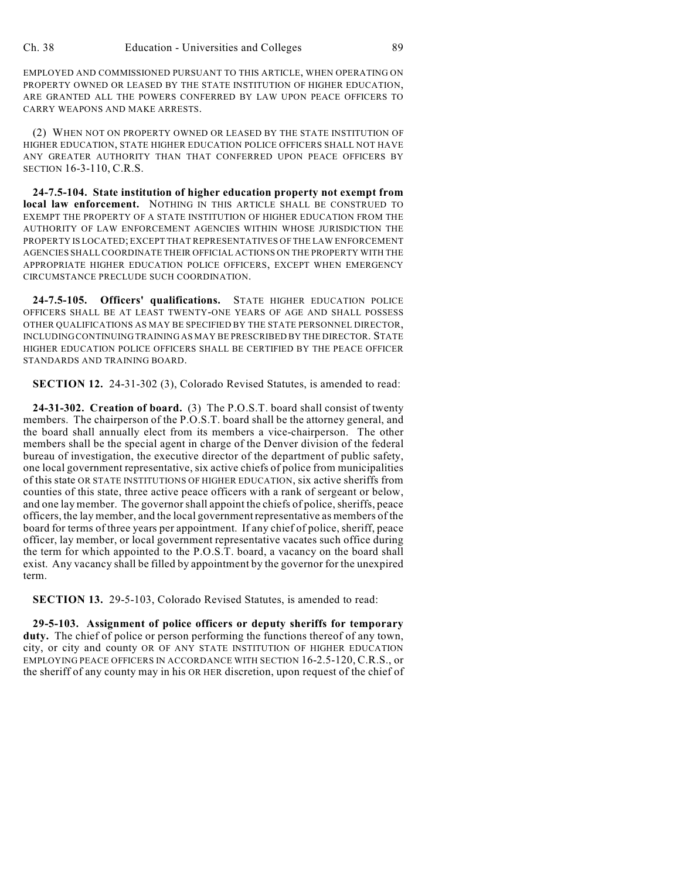EMPLOYED AND COMMISSIONED PURSUANT TO THIS ARTICLE, WHEN OPERATING ON PROPERTY OWNED OR LEASED BY THE STATE INSTITUTION OF HIGHER EDUCATION, ARE GRANTED ALL THE POWERS CONFERRED BY LAW UPON PEACE OFFICERS TO CARRY WEAPONS AND MAKE ARRESTS.

(2) WHEN NOT ON PROPERTY OWNED OR LEASED BY THE STATE INSTITUTION OF HIGHER EDUCATION, STATE HIGHER EDUCATION POLICE OFFICERS SHALL NOT HAVE ANY GREATER AUTHORITY THAN THAT CONFERRED UPON PEACE OFFICERS BY SECTION 16-3-110, C.R.S.

**24-7.5-104. State institution of higher education property not exempt from local law enforcement.** NOTHING IN THIS ARTICLE SHALL BE CONSTRUED TO EXEMPT THE PROPERTY OF A STATE INSTITUTION OF HIGHER EDUCATION FROM THE AUTHORITY OF LAW ENFORCEMENT AGENCIES WITHIN WHOSE JURISDICTION THE PROPERTY IS LOCATED; EXCEPT THAT REPRESENTATIVES OF THE LAW ENFORCEMENT AGENCIES SHALL COORDINATE THEIR OFFICIAL ACTIONS ON THE PROPERTY WITH THE APPROPRIATE HIGHER EDUCATION POLICE OFFICERS, EXCEPT WHEN EMERGENCY CIRCUMSTANCE PRECLUDE SUCH COORDINATION.

**24-7.5-105. Officers' qualifications.** STATE HIGHER EDUCATION POLICE OFFICERS SHALL BE AT LEAST TWENTY-ONE YEARS OF AGE AND SHALL POSSESS OTHER QUALIFICATIONS AS MAY BE SPECIFIED BY THE STATE PERSONNEL DIRECTOR, INCLUDING CONTINUING TRAINING AS MAY BE PRESCRIBED BY THE DIRECTOR. STATE HIGHER EDUCATION POLICE OFFICERS SHALL BE CERTIFIED BY THE PEACE OFFICER STANDARDS AND TRAINING BOARD.

**SECTION 12.** 24-31-302 (3), Colorado Revised Statutes, is amended to read:

**24-31-302. Creation of board.** (3) The P.O.S.T. board shall consist of twenty members. The chairperson of the P.O.S.T. board shall be the attorney general, and the board shall annually elect from its members a vice-chairperson. The other members shall be the special agent in charge of the Denver division of the federal bureau of investigation, the executive director of the department of public safety, one local government representative, six active chiefs of police from municipalities of this state OR STATE INSTITUTIONS OF HIGHER EDUCATION, six active sheriffs from counties of this state, three active peace officers with a rank of sergeant or below, and one lay member. The governor shall appoint the chiefs of police, sheriffs, peace officers, the lay member, and the local government representative as members of the board for terms of three years per appointment. If any chief of police, sheriff, peace officer, lay member, or local government representative vacates such office during the term for which appointed to the P.O.S.T. board, a vacancy on the board shall exist. Any vacancy shall be filled by appointment by the governor for the unexpired term.

**SECTION 13.** 29-5-103, Colorado Revised Statutes, is amended to read:

**29-5-103. Assignment of police officers or deputy sheriffs for temporary duty.** The chief of police or person performing the functions thereof of any town, city, or city and county OR OF ANY STATE INSTITUTION OF HIGHER EDUCATION EMPLOYING PEACE OFFICERS IN ACCORDANCE WITH SECTION 16-2.5-120, C.R.S., or the sheriff of any county may in his OR HER discretion, upon request of the chief of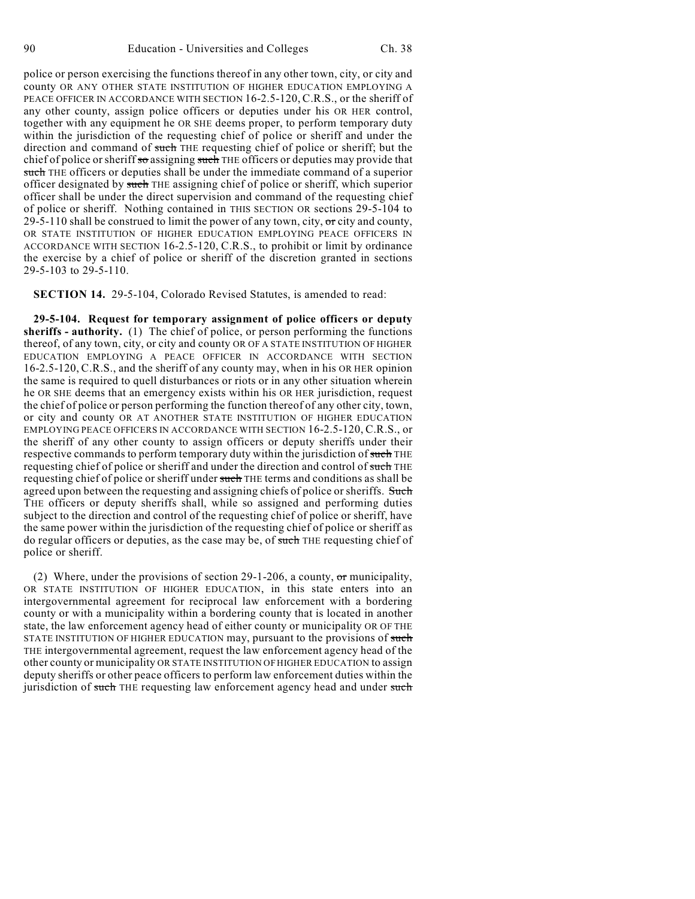police or person exercising the functions thereof in any other town, city, or city and county OR ANY OTHER STATE INSTITUTION OF HIGHER EDUCATION EMPLOYING A PEACE OFFICER IN ACCORDANCE WITH SECTION 16-2.5-120, C.R.S., or the sheriff of any other county, assign police officers or deputies under his OR HER control, together with any equipment he OR SHE deems proper, to perform temporary duty within the jurisdiction of the requesting chief of police or sheriff and under the direction and command of ~~such~~ THE requesting chief of police or sheriff; but the chief of police or sheriff ~~so~~ assigning ~~such~~ THE officers or deputies may provide that ~~such~~ THE officers or deputies shall be under the immediate command of a superior officer designated by ~~such~~ THE assigning chief of police or sheriff, which superior officer shall be under the direct supervision and command of the requesting chief of police or sheriff. Nothing contained in THIS SECTION OR sections 29-5-104 to 29-5-110 shall be construed to limit the power of any town, city, ~~or~~ city and county, OR STATE INSTITUTION OF HIGHER EDUCATION EMPLOYING PEACE OFFICERS IN ACCORDANCE WITH SECTION 16-2.5-120, C.R.S., to prohibit or limit by ordinance the exercise by a chief of police or sheriff of the discretion granted in sections 29-5-103 to 29-5-110.

**SECTION 14.** 29-5-104, Colorado Revised Statutes, is amended to read:

**29-5-104. Request for temporary assignment of police officers or deputy sheriffs - authority.** (1) The chief of police, or person performing the functions thereof, of any town, city, or city and county OR OF A STATE INSTITUTION OF HIGHER EDUCATION EMPLOYING A PEACE OFFICER IN ACCORDANCE WITH SECTION 16-2.5-120, C.R.S., and the sheriff of any county may, when in his OR HER opinion the same is required to quell disturbances or riots or in any other situation wherein he OR SHE deems that an emergency exists within his OR HER jurisdiction, request the chief of police or person performing the function thereof of any other city, town, or city and county OR AT ANOTHER STATE INSTITUTION OF HIGHER EDUCATION EMPLOYING PEACE OFFICERS IN ACCORDANCE WITH SECTION 16-2.5-120, C.R.S., or the sheriff of any other county to assign officers or deputy sheriffs under their respective commands to perform temporary duty within the jurisdiction of ~~such~~ THE requesting chief of police or sheriff and under the direction and control of ~~such~~ THE requesting chief of police or sheriff under ~~such~~ THE terms and conditions as shall be agreed upon between the requesting and assigning chiefs of police or sheriffs. ~~Such~~ THE officers or deputy sheriffs shall, while so assigned and performing duties subject to the direction and control of the requesting chief of police or sheriff, have the same power within the jurisdiction of the requesting chief of police or sheriff as do regular officers or deputies, as the case may be, of ~~such~~ THE requesting chief of police or sheriff.

(2) Where, under the provisions of section 29-1-206, a county, ~~or~~ municipality, OR STATE INSTITUTION OF HIGHER EDUCATION, in this state enters into an intergovernmental agreement for reciprocal law enforcement with a bordering county or with a municipality within a bordering county that is located in another state, the law enforcement agency head of either county or municipality OR OF THE STATE INSTITUTION OF HIGHER EDUCATION may, pursuant to the provisions of ~~such~~ THE intergovernmental agreement, request the law enforcement agency head of the other county or municipality OR STATE INSTITUTION OF HIGHER EDUCATION to assign deputy sheriffs or other peace officers to perform law enforcement duties within the jurisdiction of ~~such~~ THE requesting law enforcement agency head and under ~~such~~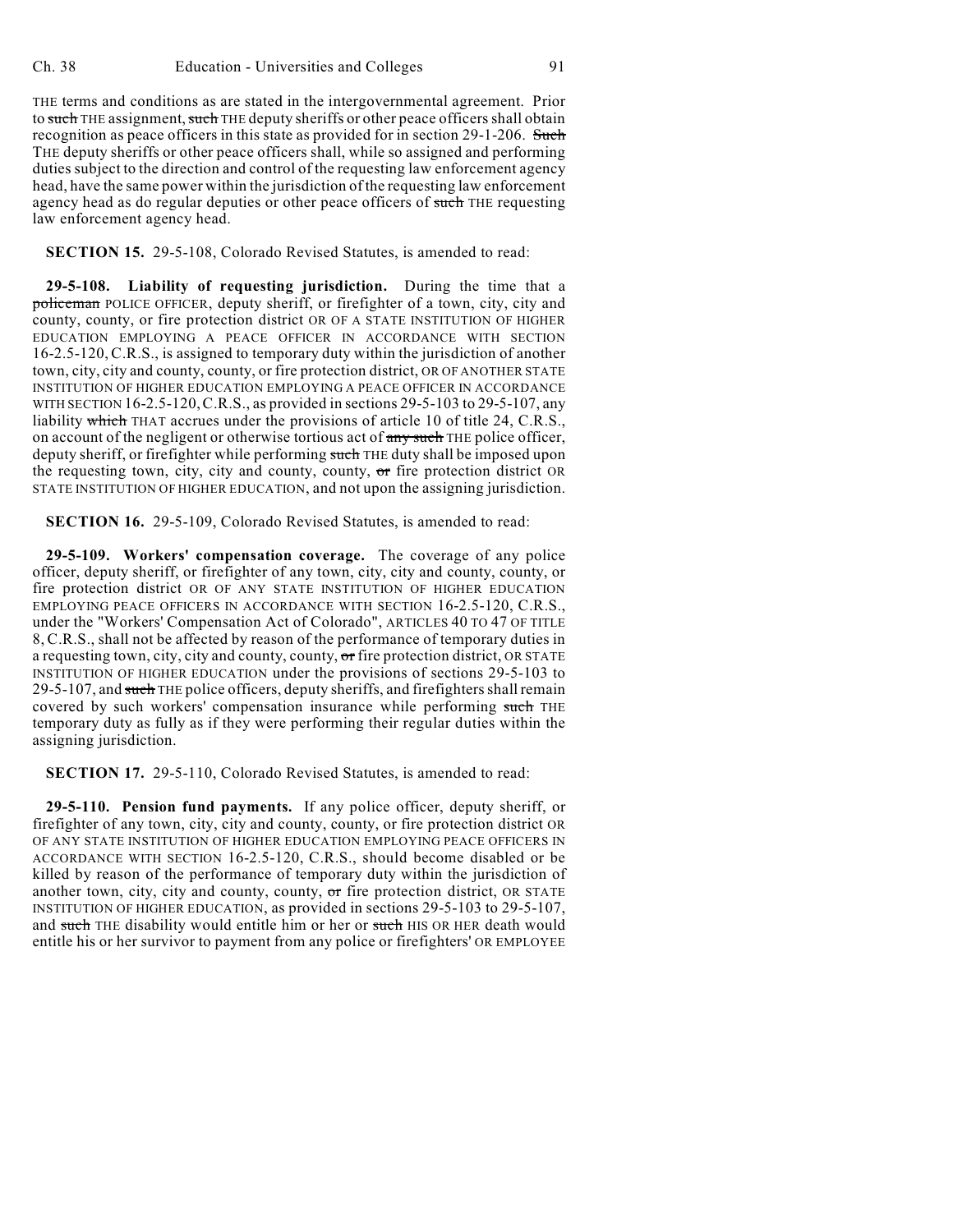THE terms and conditions as are stated in the intergovernmental agreement. Prior to ~~such~~ THE assignment, ~~such~~ THE deputy sheriffs or other peace officers shall obtain recognition as peace officers in this state as provided for in section 29-1-206. ~~Such~~ THE deputy sheriffs or other peace officers shall, while so assigned and performing duties subject to the direction and control of the requesting law enforcement agency head, have the same power within the jurisdiction of the requesting law enforcement agency head as do regular deputies or other peace officers of ~~such~~ THE requesting law enforcement agency head.

**SECTION 15.** 29-5-108, Colorado Revised Statutes, is amended to read:

**29-5-108. Liability of requesting jurisdiction.** During the time that a ~~policeman~~ POLICE OFFICER, deputy sheriff, or firefighter of a town, city, city and county, county, or fire protection district OR OF A STATE INSTITUTION OF HIGHER EDUCATION EMPLOYING A PEACE OFFICER IN ACCORDANCE WITH SECTION 16-2.5-120, C.R.S., is assigned to temporary duty within the jurisdiction of another town, city, city and county, county, or fire protection district, OR OF ANOTHER STATE INSTITUTION OF HIGHER EDUCATION EMPLOYING A PEACE OFFICER IN ACCORDANCE WITH SECTION 16-2.5-120, C.R.S., as provided in sections 29-5-103 to 29-5-107, any liability ~~which~~ THAT accrues under the provisions of article 10 of title 24, C.R.S., on account of the negligent or otherwise tortious act of ~~any such~~ THE police officer, deputy sheriff, or firefighter while performing ~~such~~ THE duty shall be imposed upon the requesting town, city, city and county, county, ~~or~~ fire protection district OR STATE INSTITUTION OF HIGHER EDUCATION, and not upon the assigning jurisdiction.

**SECTION 16.** 29-5-109, Colorado Revised Statutes, is amended to read:

**29-5-109. Workers' compensation coverage.** The coverage of any police officer, deputy sheriff, or firefighter of any town, city, city and county, county, or fire protection district OR OF ANY STATE INSTITUTION OF HIGHER EDUCATION EMPLOYING PEACE OFFICERS IN ACCORDANCE WITH SECTION 16-2.5-120, C.R.S., under the "Workers' Compensation Act of Colorado", ARTICLES 40 TO 47 OF TITLE 8, C.R.S., shall not be affected by reason of the performance of temporary duties in a requesting town, city, city and county, county, ~~or~~ fire protection district, OR STATE INSTITUTION OF HIGHER EDUCATION under the provisions of sections 29-5-103 to 29-5-107, and ~~such~~ THE police officers, deputy sheriffs, and firefighters shall remain covered by such workers' compensation insurance while performing ~~such~~ THE temporary duty as fully as if they were performing their regular duties within the assigning jurisdiction.

**SECTION 17.** 29-5-110, Colorado Revised Statutes, is amended to read:

**29-5-110. Pension fund payments.** If any police officer, deputy sheriff, or firefighter of any town, city, city and county, county, or fire protection district OR OF ANY STATE INSTITUTION OF HIGHER EDUCATION EMPLOYING PEACE OFFICERS IN ACCORDANCE WITH SECTION 16-2.5-120, C.R.S., should become disabled or be killed by reason of the performance of temporary duty within the jurisdiction of another town, city, city and county, county, ~~or~~ fire protection district, OR STATE INSTITUTION OF HIGHER EDUCATION, as provided in sections 29-5-103 to 29-5-107, and ~~such~~ THE disability would entitle him or her or ~~such~~ HIS OR HER death would entitle his or her survivor to payment from any police or firefighters' OR EMPLOYEE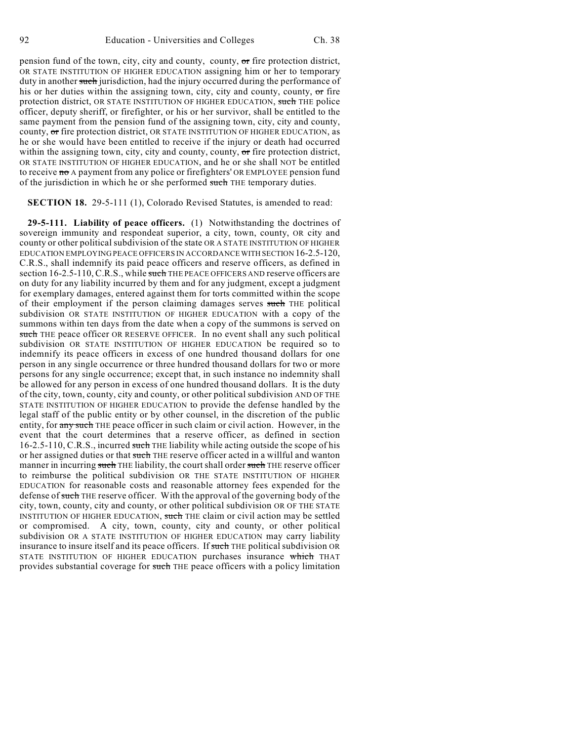pension fund of the town, city, city and county, county, ~~or~~ fire protection district, OR STATE INSTITUTION OF HIGHER EDUCATION assigning him or her to temporary duty in another ~~such~~ jurisdiction, had the injury occurred during the performance of his or her duties within the assigning town, city, city and county, county, ~~or~~ fire protection district, OR STATE INSTITUTION OF HIGHER EDUCATION, ~~such~~ THE police officer, deputy sheriff, or firefighter, or his or her survivor, shall be entitled to the same payment from the pension fund of the assigning town, city, city and county, county, ~~or~~ fire protection district, OR STATE INSTITUTION OF HIGHER EDUCATION, as he or she would have been entitled to receive if the injury or death had occurred within the assigning town, city, city and county, county, ~~or~~ fire protection district, OR STATE INSTITUTION OF HIGHER EDUCATION, and he or she shall NOT be entitled to receive ~~no~~ A payment from any police or firefighters' OR EMPLOYEE pension fund of the jurisdiction in which he or she performed ~~such~~ THE temporary duties.

**SECTION 18.** 29-5-111 (1), Colorado Revised Statutes, is amended to read:

**29-5-111. Liability of peace officers.** (1) Notwithstanding the doctrines of sovereign immunity and respondeat superior, a city, town, county, OR city and county or other political subdivision of the state OR A STATE INSTITUTION OF HIGHER EDUCATION EMPLOYING PEACE OFFICERS IN ACCORDANCE WITH SECTION 16-2.5-120, C.R.S., shall indemnify its paid peace officers and reserve officers, as defined in section 16-2.5-110, C.R.S., while ~~such~~ THE PEACE OFFICERS AND reserve officers are on duty for any liability incurred by them and for any judgment, except a judgment for exemplary damages, entered against them for torts committed within the scope of their employment if the person claiming damages serves ~~such~~ THE political subdivision OR STATE INSTITUTION OF HIGHER EDUCATION with a copy of the summons within ten days from the date when a copy of the summons is served on ~~such~~ THE peace officer OR RESERVE OFFICER. In no event shall any such political subdivision OR STATE INSTITUTION OF HIGHER EDUCATION be required so to indemnify its peace officers in excess of one hundred thousand dollars for one person in any single occurrence or three hundred thousand dollars for two or more persons for any single occurrence; except that, in such instance no indemnity shall be allowed for any person in excess of one hundred thousand dollars. It is the duty of the city, town, county, city and county, or other political subdivision AND OF THE STATE INSTITUTION OF HIGHER EDUCATION to provide the defense handled by the legal staff of the public entity or by other counsel, in the discretion of the public entity, for ~~any such~~ THE peace officer in such claim or civil action. However, in the event that the court determines that a reserve officer, as defined in section 16-2.5-110, C.R.S., incurred ~~such~~ THE liability while acting outside the scope of his or her assigned duties or that ~~such~~ THE reserve officer acted in a willful and wanton manner in incurring ~~such~~ THE liability, the court shall order ~~such~~ THE reserve officer to reimburse the political subdivision OR THE STATE INSTITUTION OF HIGHER EDUCATION for reasonable costs and reasonable attorney fees expended for the defense of ~~such~~ THE reserve officer. With the approval of the governing body of the city, town, county, city and county, or other political subdivision OR OF THE STATE INSTITUTION OF HIGHER EDUCATION, ~~such~~ THE claim or civil action may be settled or compromised. A city, town, county, city and county, or other political subdivision OR A STATE INSTITUTION OF HIGHER EDUCATION may carry liability insurance to insure itself and its peace officers. If ~~such~~ THE political subdivision OR STATE INSTITUTION OF HIGHER EDUCATION purchases insurance ~~which~~ THAT provides substantial coverage for ~~such~~ THE peace officers with a policy limitation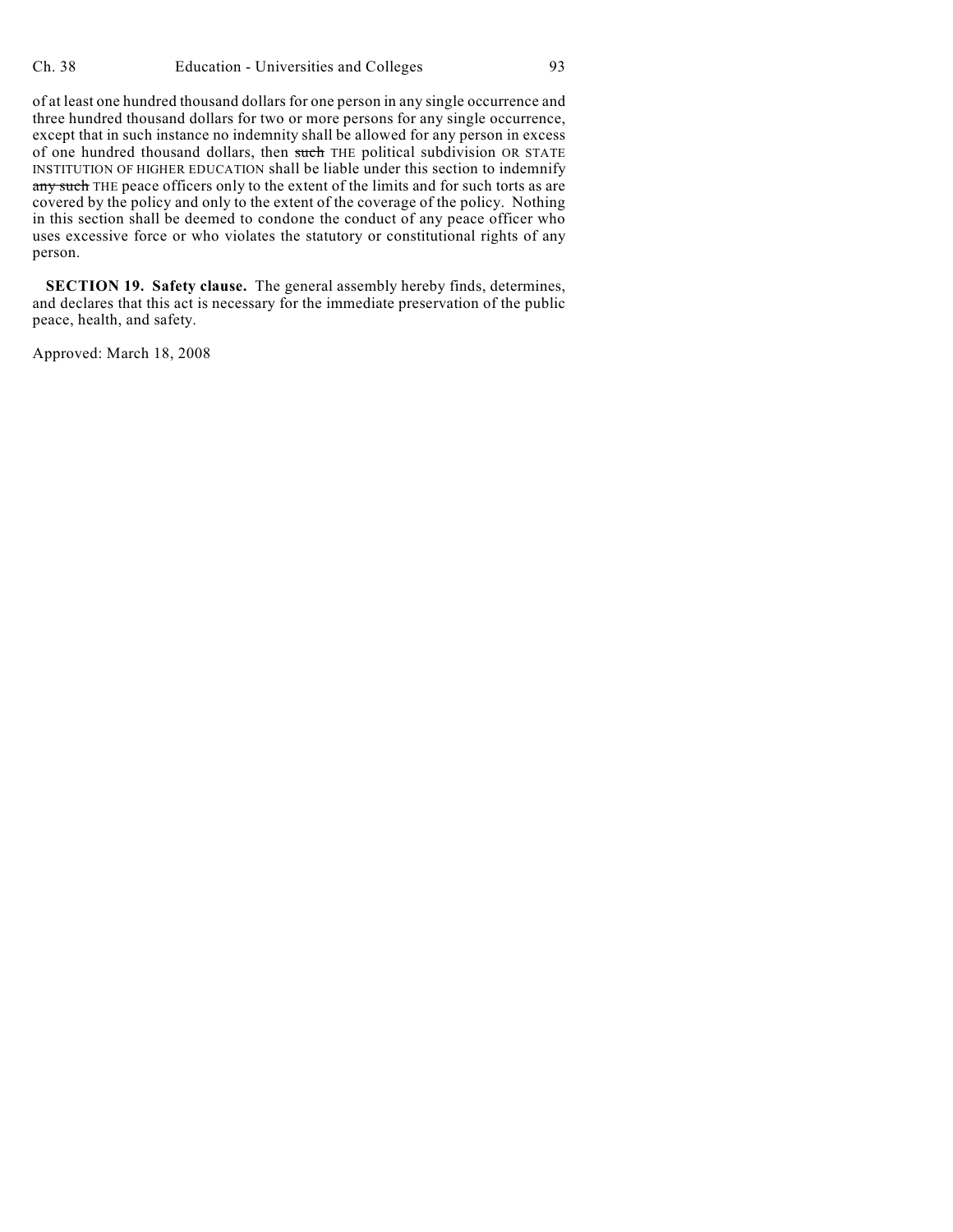of at least one hundred thousand dollars for one person in any single occurrence and three hundred thousand dollars for two or more persons for any single occurrence, except that in such instance no indemnity shall be allowed for any person in excess of one hundred thousand dollars, then ~~such~~ THE political subdivision OR STATE INSTITUTION OF HIGHER EDUCATION shall be liable under this section to indemnify ~~any such~~ THE peace officers only to the extent of the limits and for such torts as are covered by the policy and only to the extent of the coverage of the policy. Nothing in this section shall be deemed to condone the conduct of any peace officer who uses excessive force or who violates the statutory or constitutional rights of any person.

**SECTION 19. Safety clause.** The general assembly hereby finds, determines, and declares that this act is necessary for the immediate preservation of the public peace, health, and safety.

Approved: March 18, 2008